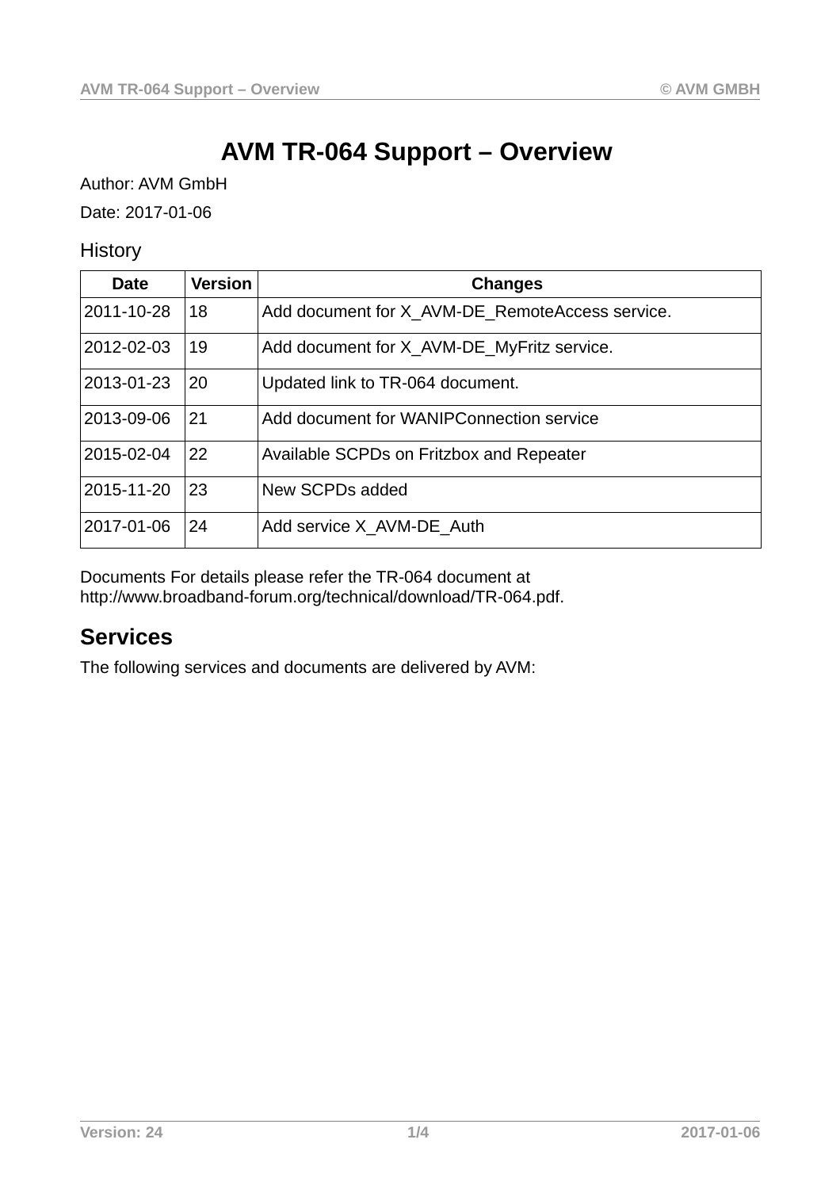# AVM TR-064 Support – Overview

Author: AVM GmbH

Date: 2017-01-06

History

| Date | Version | Changes |
|---|---|---|
| 2011-10-28 | 18 | Add document for X_AVM-DE_RemoteAccess service. |
| 2012-02-03 | 19 | Add document for X_AVM-DE_MyFritz service. |
| 2013-01-23 | 20 | Updated link to TR-064 document. |
| 2013-09-06 | 21 | Add document for WANIPConnection service |
| 2015-02-04 | 22 | Available SCPDs on Fritzbox and Repeater |
| 2015-11-20 | 23 | New SCPDs added |
| 2017-01-06 | 24 | Add service X_AVM-DE_Auth |

Documents For details please refer the TR-064 document at http://www.broadband-forum.org/technical/download/TR-064.pdf.

## Services

The following services and documents are delivered by AVM: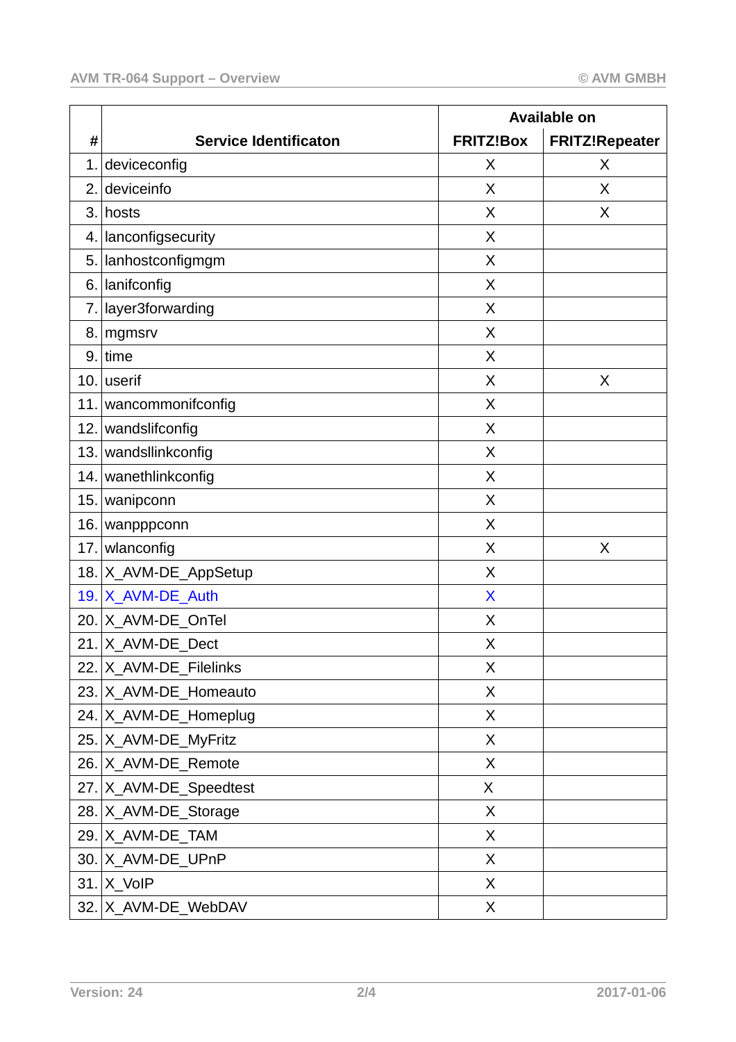| # | Service Identificaton | Available on | |
|---|---|---|---|
| | | FRITZ!Box | FRITZ!Repeater |
| 1. | deviceconfig | X | X |
| 2. | deviceinfo | X | X |
| 3. | hosts | X | X |
| 4. | lanconfigsecurity | X | |
| 5. | lanhostconfigmgm | X | |
| 6. | lanifconfig | X | |
| 7. | layer3forwarding | X | |
| 8. | mgmsrv | X | |
| 9. | time | X | |
| 10. | userif | X | X |
| 11. | wancommonifconfig | X | |
| 12. | wandslifconfig | X | |
| 13. | wandsllinkconfig | X | |
| 14. | wanethlinkconfig | X | |
| 15. | wanipconn | X | |
| 16. | wanpppconn | X | |
| 17. | wlanconfig | X | X |
| 18. | X_AVM-DE_AppSetup | X | |
| 19. | X_AVM-DE_Auth | X | |
| 20. | X_AVM-DE_OnTel | X | |
| 21. | X_AVM-DE_Dect | X | |
| 22. | X_AVM-DE_Filelinks | X | |
| 23. | X_AVM-DE_Homeauto | X | |
| 24. | X_AVM-DE_Homeplug | X | |
| 25. | X_AVM-DE_MyFritz | X | |
| 26. | X_AVM-DE_Remote | X | |
| 27. | X_AVM-DE_Speedtest | X | |
| 28. | X_AVM-DE_Storage | X | |
| 29. | X_AVM-DE_TAM | X | |
| 30. | X_AVM-DE_UPnP | X | |
| 31. | X_VoIP | X | |
| 32. | X_AVM-DE_WebDAV | X | |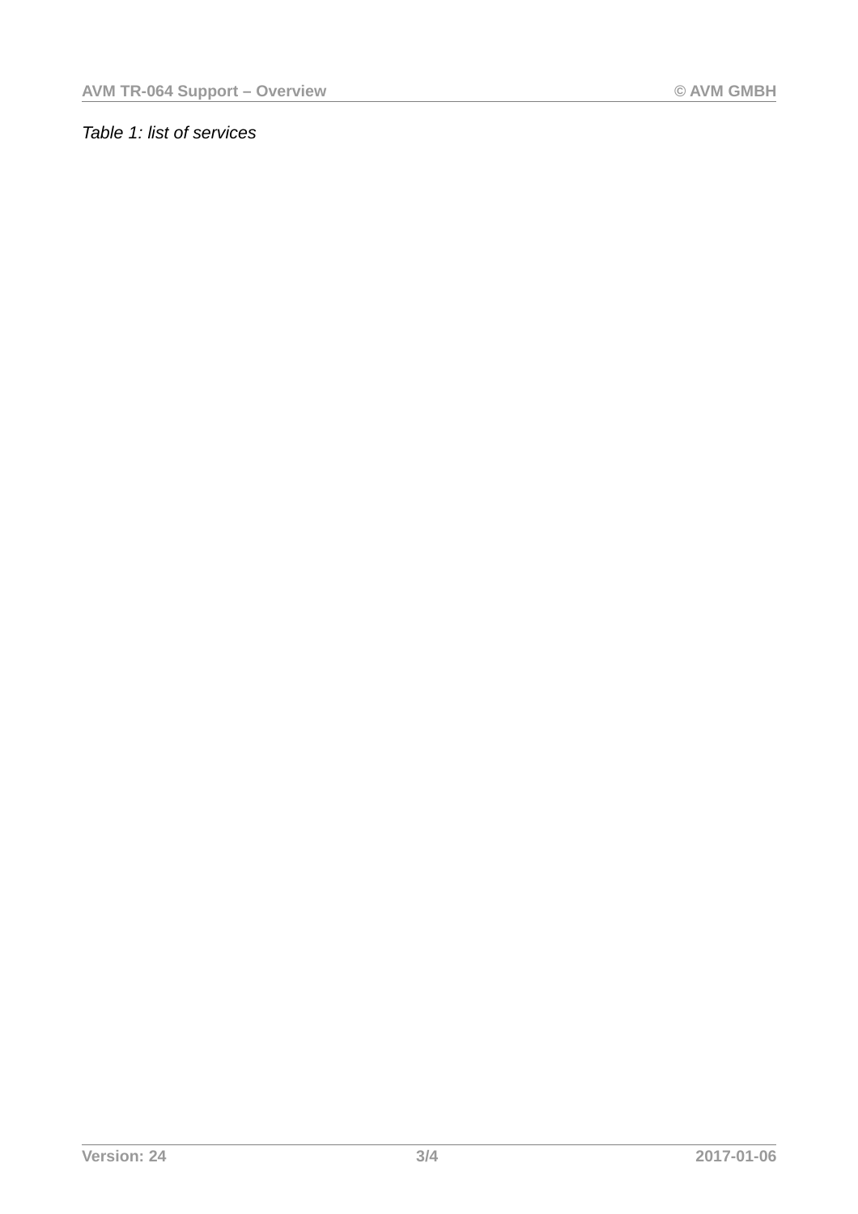*Table 1: list of services*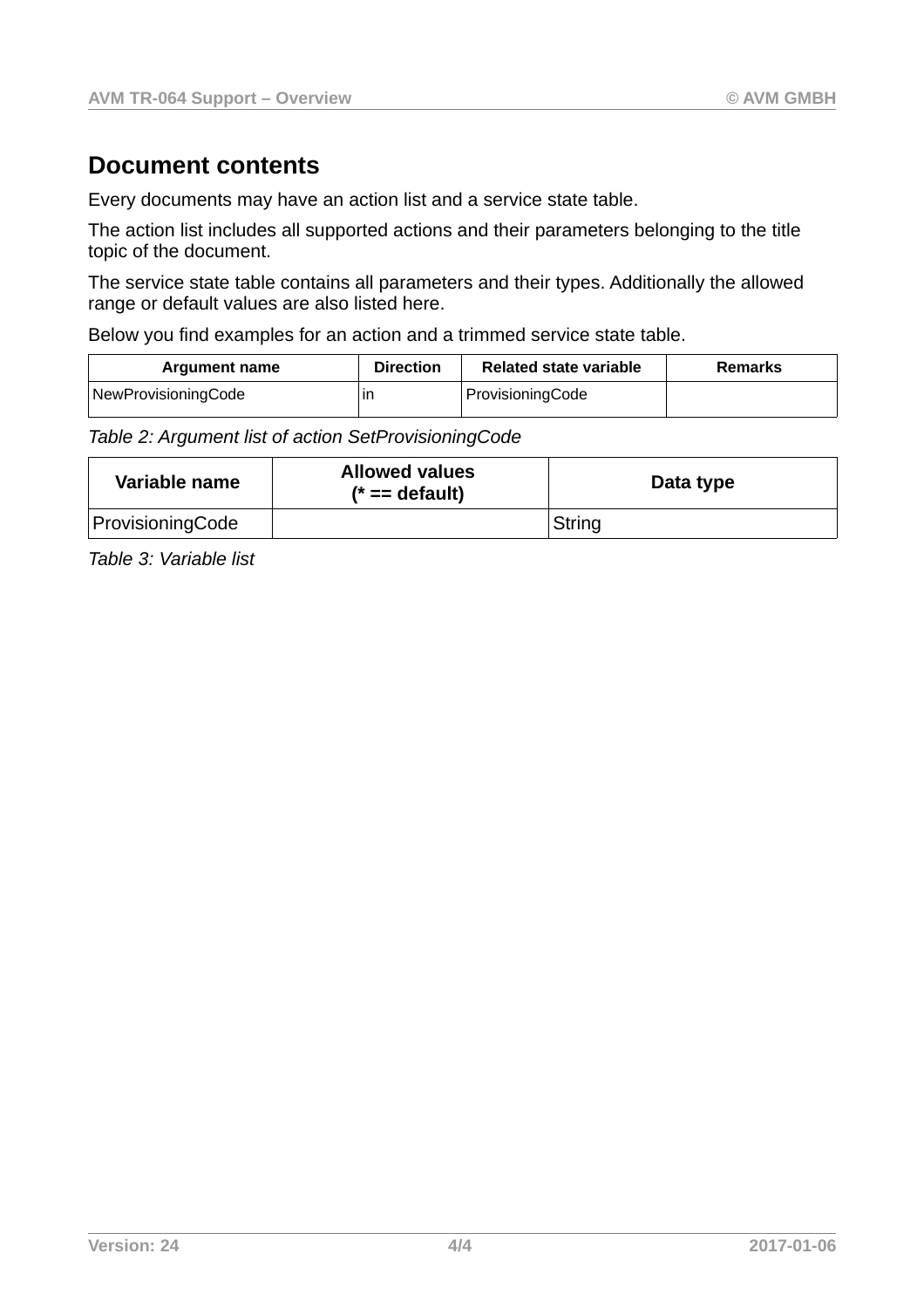# Document contents

Every documents may have an action list and a service state table.

The action list includes all supported actions and their parameters belonging to the title topic of the document.

The service state table contains all parameters and their types. Additionally the allowed range or default values are also listed here.

Below you find examples for an action and a trimmed service state table.

| Argument name | Direction | Related state variable | Remarks |
|---|---|---|---|
| NewProvisioningCode | in | ProvisioningCode | |

*Table 2: Argument list of action SetProvisioningCode*

| Variable name | Allowed values (* == default) | Data type |
|---|---|---|
| ProvisioningCode | | String |

*Table 3: Variable list*